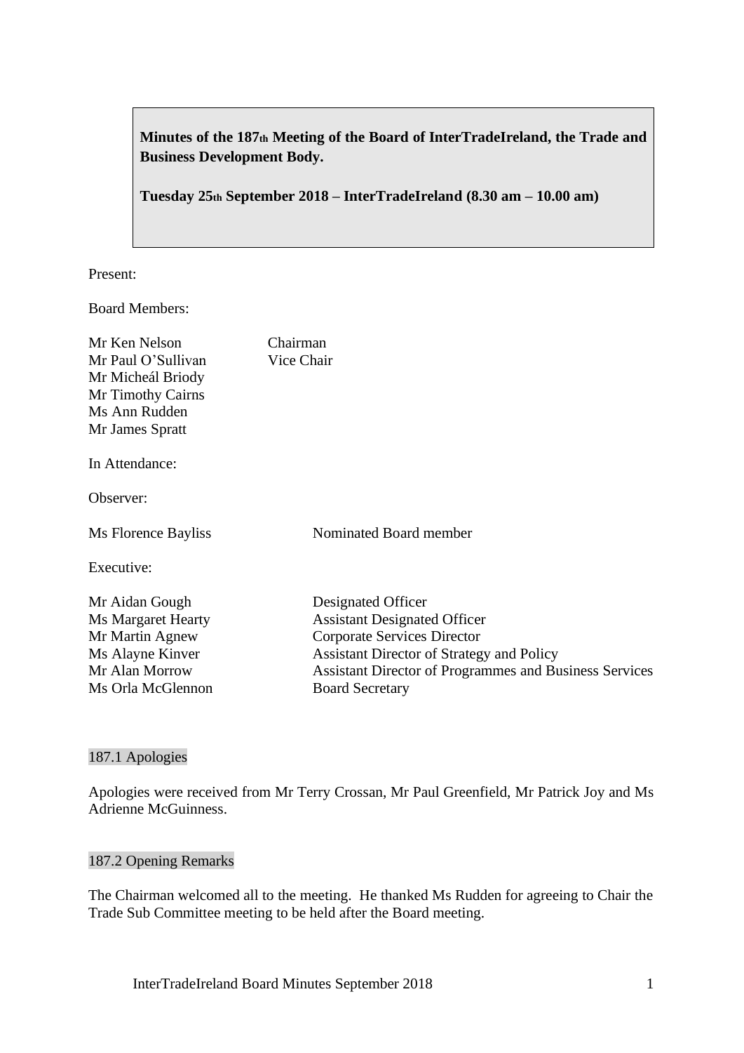**Minutes of the 187th Meeting of the Board of InterTradeIreland, the Trade and Business Development Body.**

**Tuesday 25th September 2018 – InterTradeIreland (8.30 am – 10.00 am)**

Present:

Board Members:

| | |
|---|---|
| Mr Ken Nelson | Chairman |
| Mr Paul O'Sullivan | Vice Chair |
| Mr Micheál Briody | |
| Mr Timothy Cairns | |
| Ms Ann Rudden | |
| Mr James Spratt | |

In Attendance:

Observer:

| | |
|---|---|
| Ms Florence Bayliss | Nominated Board member |

Executive:

| | |
|---|---|
| Mr Aidan Gough | Designated Officer |
| Ms Margaret Hearty | Assistant Designated Officer |
| Mr Martin Agnew | Corporate Services Director |
| Ms Alayne Kinver | Assistant Director of Strategy and Policy |
| Mr Alan Morrow | Assistant Director of Programmes and Business Services |
| Ms Orla McGlennon | Board Secretary |

## 187.1 Apologies

Apologies were received from Mr Terry Crossan, Mr Paul Greenfield, Mr Patrick Joy and Ms Adrienne McGuinness.

## 187.2 Opening Remarks

The Chairman welcomed all to the meeting. He thanked Ms Rudden for agreeing to Chair the Trade Sub Committee meeting to be held after the Board meeting.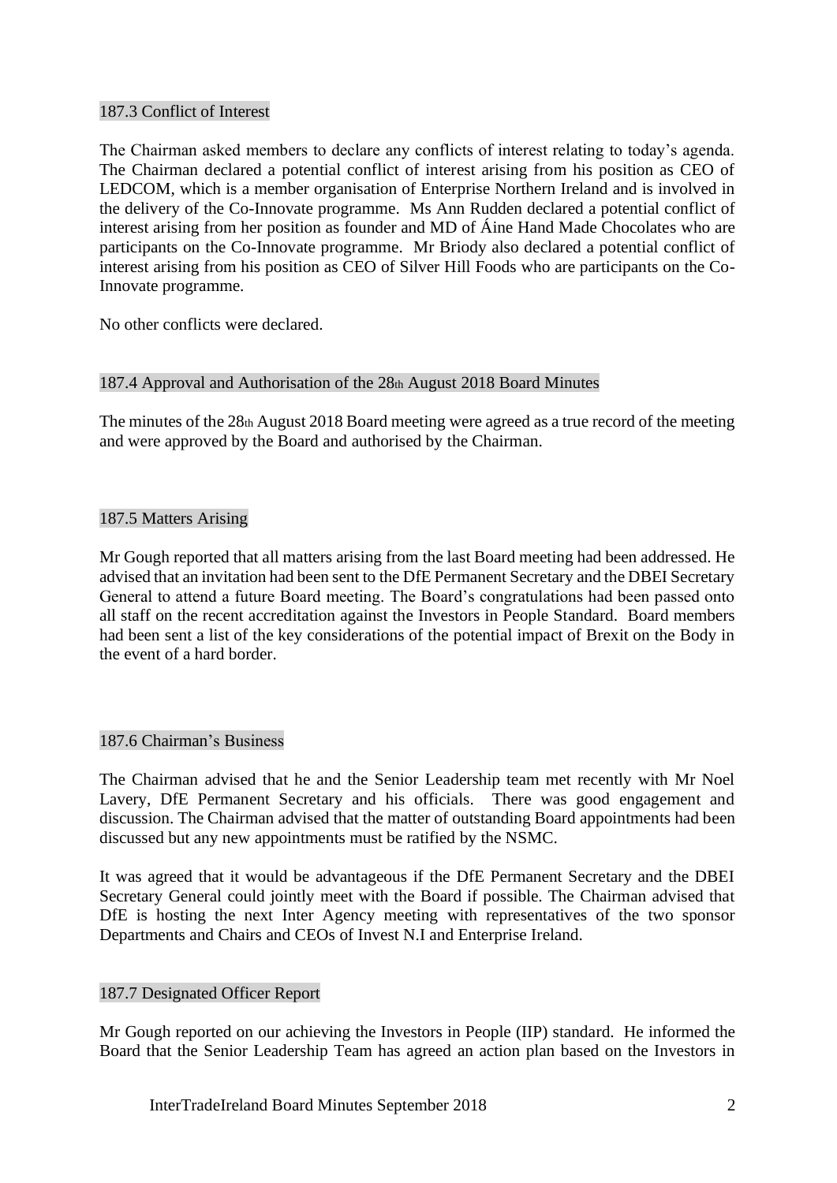### 187.3 Conflict of Interest

The Chairman asked members to declare any conflicts of interest relating to today's agenda. The Chairman declared a potential conflict of interest arising from his position as CEO of LEDCOM, which is a member organisation of Enterprise Northern Ireland and is involved in the delivery of the Co-Innovate programme. Ms Ann Rudden declared a potential conflict of interest arising from her position as founder and MD of Áine Hand Made Chocolates who are participants on the Co-Innovate programme. Mr Briody also declared a potential conflict of interest arising from his position as CEO of Silver Hill Foods who are participants on the Co-Innovate programme.

No other conflicts were declared.

### 187.4 Approval and Authorisation of the 28th August 2018 Board Minutes

The minutes of the 28th August 2018 Board meeting were agreed as a true record of the meeting and were approved by the Board and authorised by the Chairman.

### 187.5 Matters Arising

Mr Gough reported that all matters arising from the last Board meeting had been addressed. He advised that an invitation had been sent to the DfE Permanent Secretary and the DBEI Secretary General to attend a future Board meeting. The Board's congratulations had been passed onto all staff on the recent accreditation against the Investors in People Standard. Board members had been sent a list of the key considerations of the potential impact of Brexit on the Body in the event of a hard border.

### 187.6 Chairman's Business

The Chairman advised that he and the Senior Leadership team met recently with Mr Noel Lavery, DfE Permanent Secretary and his officials. There was good engagement and discussion. The Chairman advised that the matter of outstanding Board appointments had been discussed but any new appointments must be ratified by the NSMC.

It was agreed that it would be advantageous if the DfE Permanent Secretary and the DBEI Secretary General could jointly meet with the Board if possible. The Chairman advised that DfE is hosting the next Inter Agency meeting with representatives of the two sponsor Departments and Chairs and CEOs of Invest N.I and Enterprise Ireland.

### 187.7 Designated Officer Report

Mr Gough reported on our achieving the Investors in People (IIP) standard. He informed the Board that the Senior Leadership Team has agreed an action plan based on the Investors in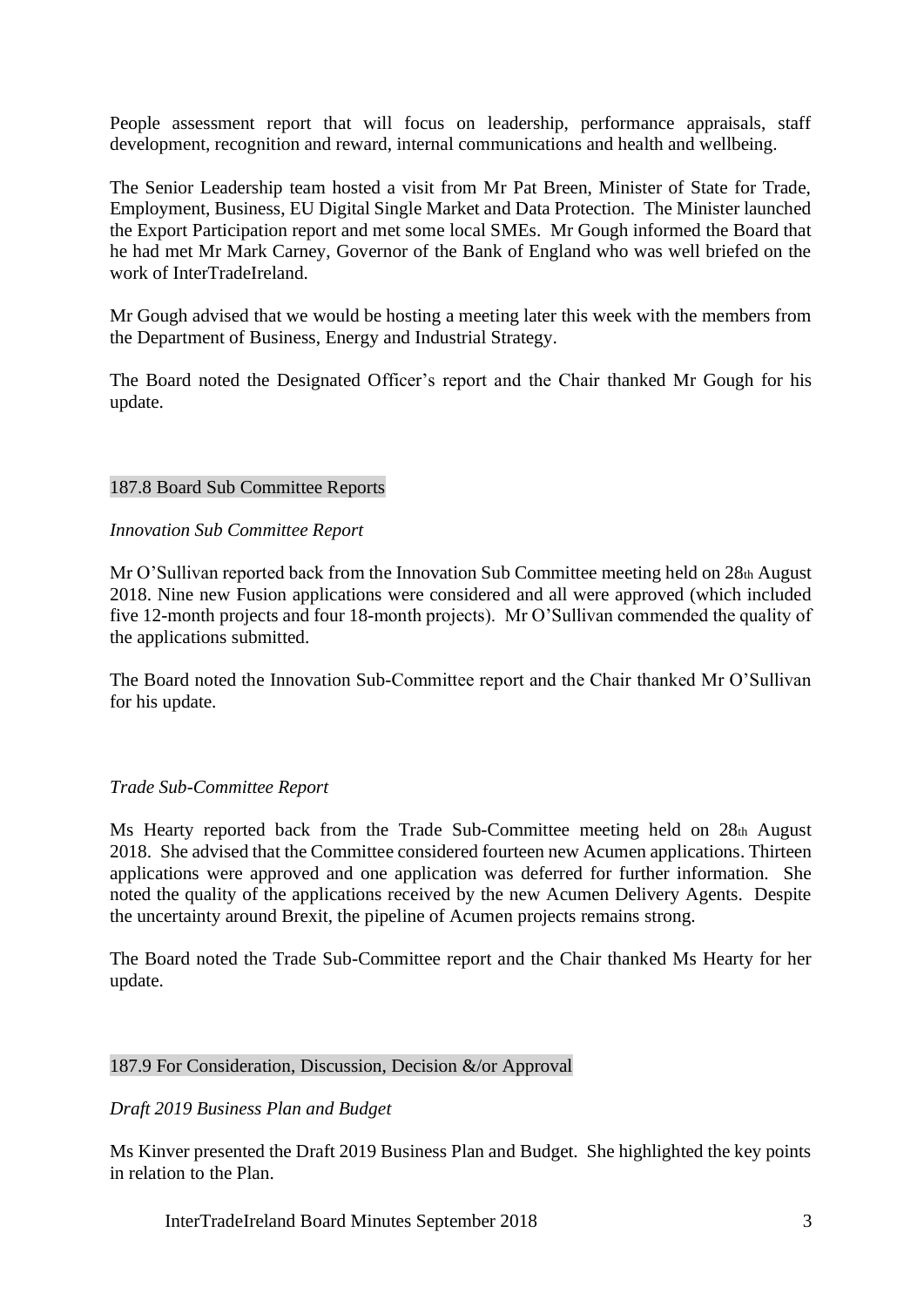People assessment report that will focus on leadership, performance appraisals, staff development, recognition and reward, internal communications and health and wellbeing.

The Senior Leadership team hosted a visit from Mr Pat Breen, Minister of State for Trade, Employment, Business, EU Digital Single Market and Data Protection. The Minister launched the Export Participation report and met some local SMEs. Mr Gough informed the Board that he had met Mr Mark Carney, Governor of the Bank of England who was well briefed on the work of InterTradeIreland.

Mr Gough advised that we would be hosting a meeting later this week with the members from the Department of Business, Energy and Industrial Strategy.

The Board noted the Designated Officer's report and the Chair thanked Mr Gough for his update.

## 187.8 Board Sub Committee Reports

*Innovation Sub Committee Report*

Mr O'Sullivan reported back from the Innovation Sub Committee meeting held on 28th August 2018. Nine new Fusion applications were considered and all were approved (which included five 12-month projects and four 18-month projects). Mr O'Sullivan commended the quality of the applications submitted.

The Board noted the Innovation Sub-Committee report and the Chair thanked Mr O'Sullivan for his update.

*Trade Sub-Committee Report*

Ms Hearty reported back from the Trade Sub-Committee meeting held on 28th August 2018. She advised that the Committee considered fourteen new Acumen applications. Thirteen applications were approved and one application was deferred for further information. She noted the quality of the applications received by the new Acumen Delivery Agents. Despite the uncertainty around Brexit, the pipeline of Acumen projects remains strong.

The Board noted the Trade Sub-Committee report and the Chair thanked Ms Hearty for her update.

## 187.9 For Consideration, Discussion, Decision &/or Approval

*Draft 2019 Business Plan and Budget*

Ms Kinver presented the Draft 2019 Business Plan and Budget. She highlighted the key points in relation to the Plan.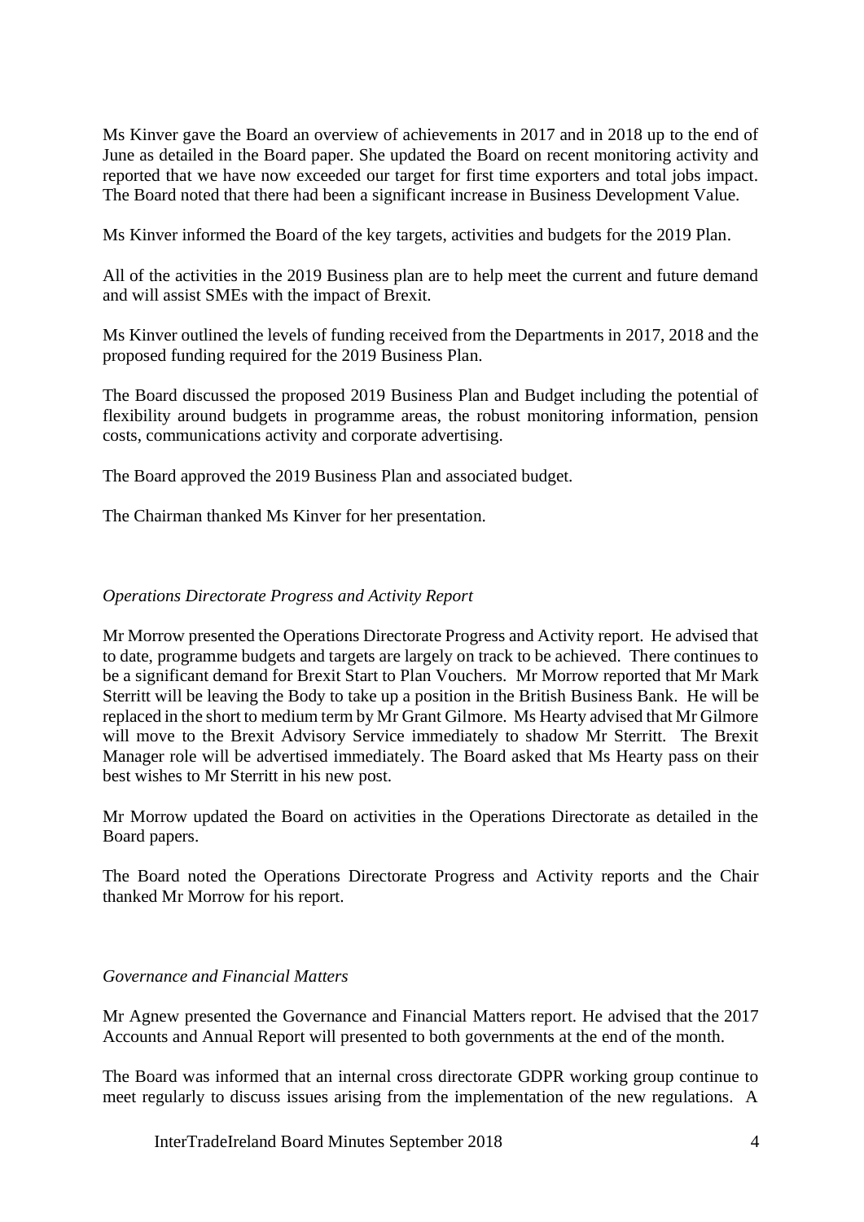Ms Kinver gave the Board an overview of achievements in 2017 and in 2018 up to the end of June as detailed in the Board paper. She updated the Board on recent monitoring activity and reported that we have now exceeded our target for first time exporters and total jobs impact. The Board noted that there had been a significant increase in Business Development Value.

Ms Kinver informed the Board of the key targets, activities and budgets for the 2019 Plan.

All of the activities in the 2019 Business plan are to help meet the current and future demand and will assist SMEs with the impact of Brexit.

Ms Kinver outlined the levels of funding received from the Departments in 2017, 2018 and the proposed funding required for the 2019 Business Plan.

The Board discussed the proposed 2019 Business Plan and Budget including the potential of flexibility around budgets in programme areas, the robust monitoring information, pension costs, communications activity and corporate advertising.

The Board approved the 2019 Business Plan and associated budget.

The Chairman thanked Ms Kinver for her presentation.

*Operations Directorate Progress and Activity Report*

Mr Morrow presented the Operations Directorate Progress and Activity report. He advised that to date, programme budgets and targets are largely on track to be achieved. There continues to be a significant demand for Brexit Start to Plan Vouchers. Mr Morrow reported that Mr Mark Sterritt will be leaving the Body to take up a position in the British Business Bank. He will be replaced in the short to medium term by Mr Grant Gilmore. Ms Hearty advised that Mr Gilmore will move to the Brexit Advisory Service immediately to shadow Mr Sterritt. The Brexit Manager role will be advertised immediately. The Board asked that Ms Hearty pass on their best wishes to Mr Sterritt in his new post.

Mr Morrow updated the Board on activities in the Operations Directorate as detailed in the Board papers.

The Board noted the Operations Directorate Progress and Activity reports and the Chair thanked Mr Morrow for his report.

*Governance and Financial Matters*

Mr Agnew presented the Governance and Financial Matters report. He advised that the 2017 Accounts and Annual Report will presented to both governments at the end of the month.

The Board was informed that an internal cross directorate GDPR working group continue to meet regularly to discuss issues arising from the implementation of the new regulations. A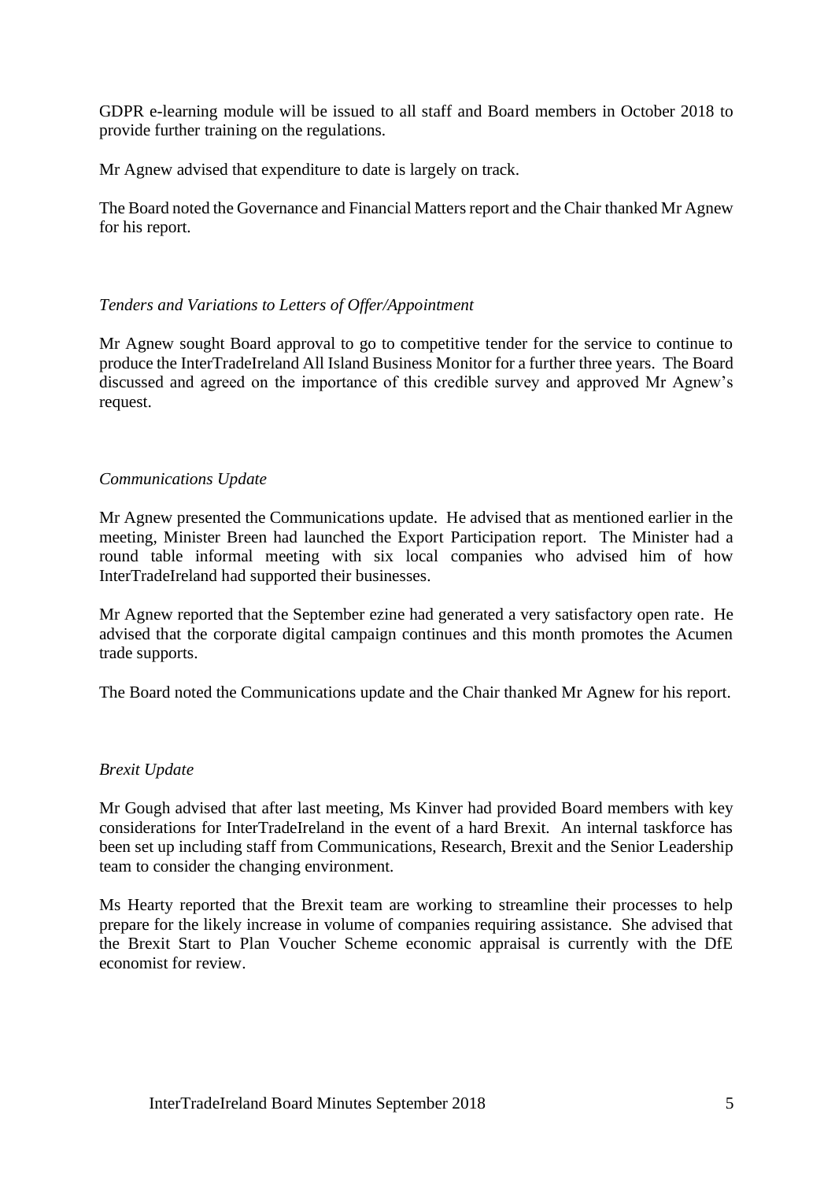GDPR e-learning module will be issued to all staff and Board members in October 2018 to provide further training on the regulations.

Mr Agnew advised that expenditure to date is largely on track.

The Board noted the Governance and Financial Matters report and the Chair thanked Mr Agnew for his report.

*Tenders and Variations to Letters of Offer/Appointment*

Mr Agnew sought Board approval to go to competitive tender for the service to continue to produce the InterTradeIreland All Island Business Monitor for a further three years. The Board discussed and agreed on the importance of this credible survey and approved Mr Agnew's request.

*Communications Update*

Mr Agnew presented the Communications update. He advised that as mentioned earlier in the meeting, Minister Breen had launched the Export Participation report. The Minister had a round table informal meeting with six local companies who advised him of how InterTradeIreland had supported their businesses.

Mr Agnew reported that the September ezine had generated a very satisfactory open rate. He advised that the corporate digital campaign continues and this month promotes the Acumen trade supports.

The Board noted the Communications update and the Chair thanked Mr Agnew for his report.

*Brexit Update*

Mr Gough advised that after last meeting, Ms Kinver had provided Board members with key considerations for InterTradeIreland in the event of a hard Brexit. An internal taskforce has been set up including staff from Communications, Research, Brexit and the Senior Leadership team to consider the changing environment.

Ms Hearty reported that the Brexit team are working to streamline their processes to help prepare for the likely increase in volume of companies requiring assistance. She advised that the Brexit Start to Plan Voucher Scheme economic appraisal is currently with the DfE economist for review.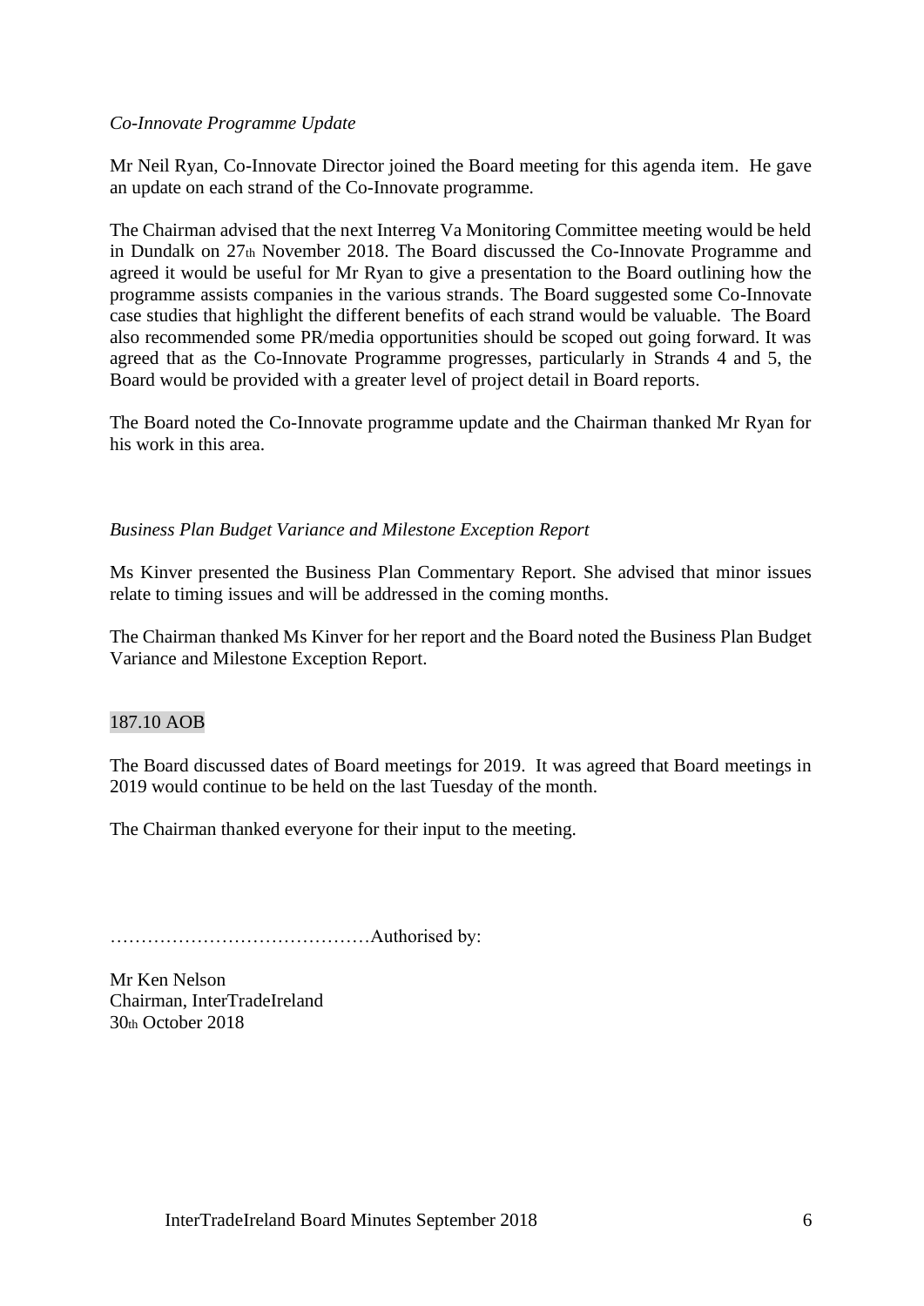*Co-Innovate Programme Update*

Mr Neil Ryan, Co-Innovate Director joined the Board meeting for this agenda item. He gave an update on each strand of the Co-Innovate programme.

The Chairman advised that the next Interreg Va Monitoring Committee meeting would be held in Dundalk on 27th November 2018. The Board discussed the Co-Innovate Programme and agreed it would be useful for Mr Ryan to give a presentation to the Board outlining how the programme assists companies in the various strands. The Board suggested some Co-Innovate case studies that highlight the different benefits of each strand would be valuable. The Board also recommended some PR/media opportunities should be scoped out going forward. It was agreed that as the Co-Innovate Programme progresses, particularly in Strands 4 and 5, the Board would be provided with a greater level of project detail in Board reports.

The Board noted the Co-Innovate programme update and the Chairman thanked Mr Ryan for his work in this area.

*Business Plan Budget Variance and Milestone Exception Report*

Ms Kinver presented the Business Plan Commentary Report. She advised that minor issues relate to timing issues and will be addressed in the coming months.

The Chairman thanked Ms Kinver for her report and the Board noted the Business Plan Budget Variance and Milestone Exception Report.

187.10 AOB

The Board discussed dates of Board meetings for 2019. It was agreed that Board meetings in 2019 would continue to be held on the last Tuesday of the month.

The Chairman thanked everyone for their input to the meeting.

……………………………………Authorised by:

Mr Ken Nelson
Chairman, InterTradeIreland
30th October 2018